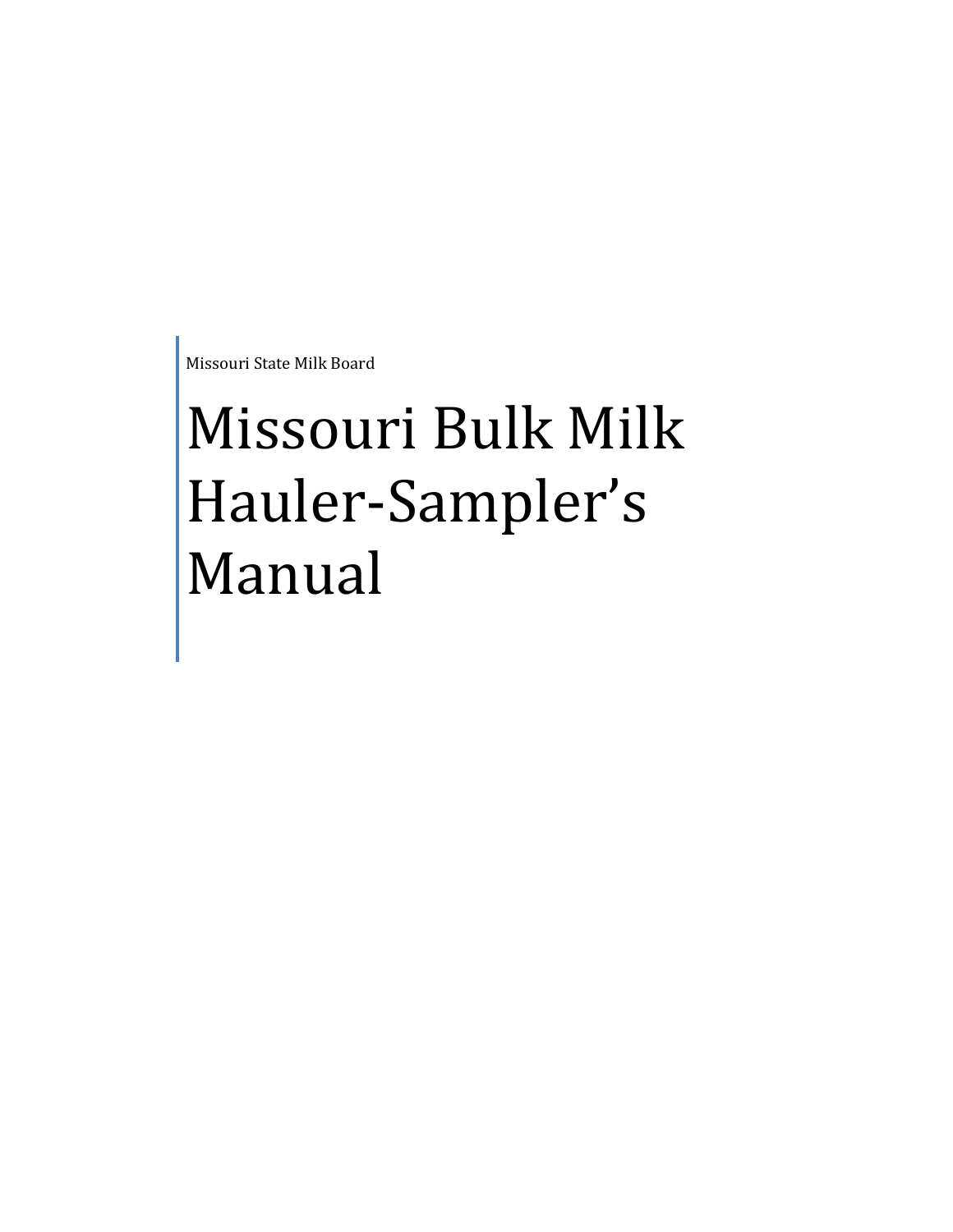Missouri State Milk Board

# Missouri Bulk Milk Hauler-Sampler's Manual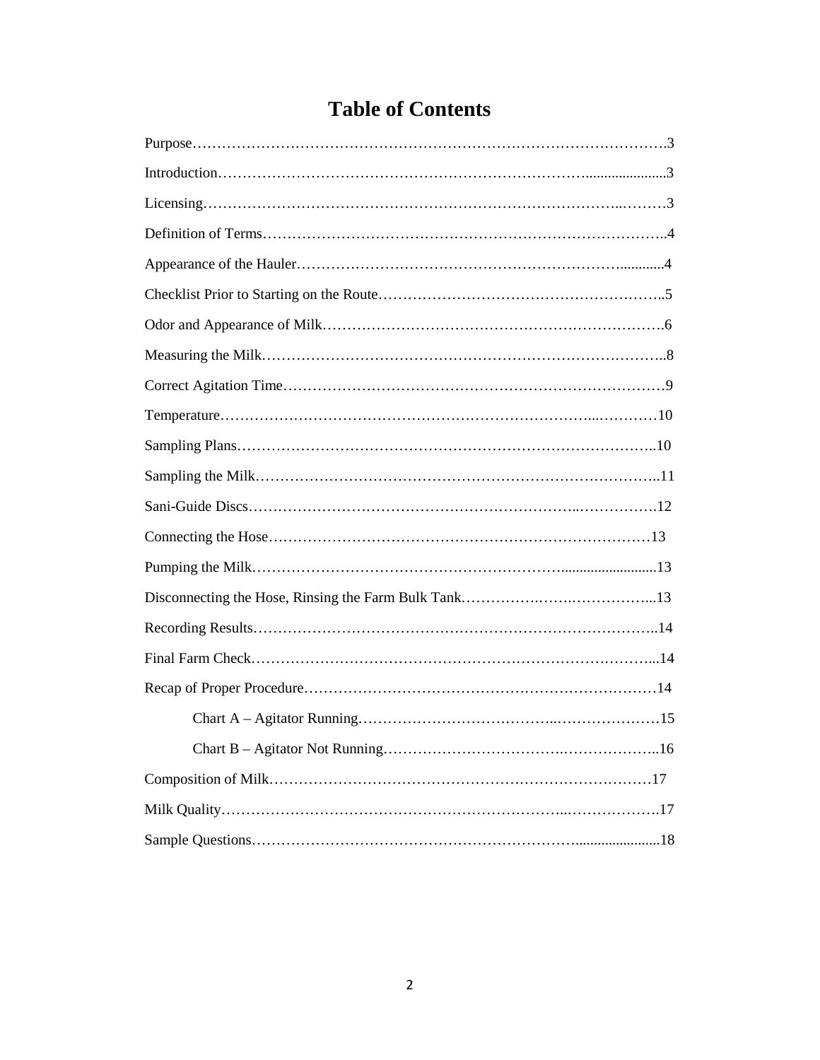# Table of Contents

Purpose……………………………………………………………………………………3

Introduction……………………………………………………………………………3

Licensing………………………………………………………………………………3

Definition of Terms……………………………………………………………………4

Appearance of the Hauler……………………………………………………………4

Checklist Prior to Starting on the Route……………………………………………5

Odor and Appearance of Milk…………………………………………………………6

Measuring the Milk……………………………………………………………………8

Correct Agitation Time…………………………………………………………………9

Temperature……………………………………………………………………………10

Sampling Plans…………………………………………………………………………10

Sampling the Milk………………………………………………………………………11

Sani-Guide Discs………………………………………………………………………12

Connecting the Hose……………………………………………………………………13

Pumping the Milk………………………………………………………………………13

Disconnecting the Hose, Rinsing the Farm Bulk Tank………………………………13

Recording Results………………………………………………………………………14

Final Farm Check………………………………………………………………………14

Recap of Proper Procedure……………………………………………………………14

- Chart A – Agitator Running……………………………………………………15
- Chart B – Agitator Not Running………………………………………………16

Composition of Milk……………………………………………………………………17

Milk Quality……………………………………………………………………………17

Sample Questions………………………………………………………………………18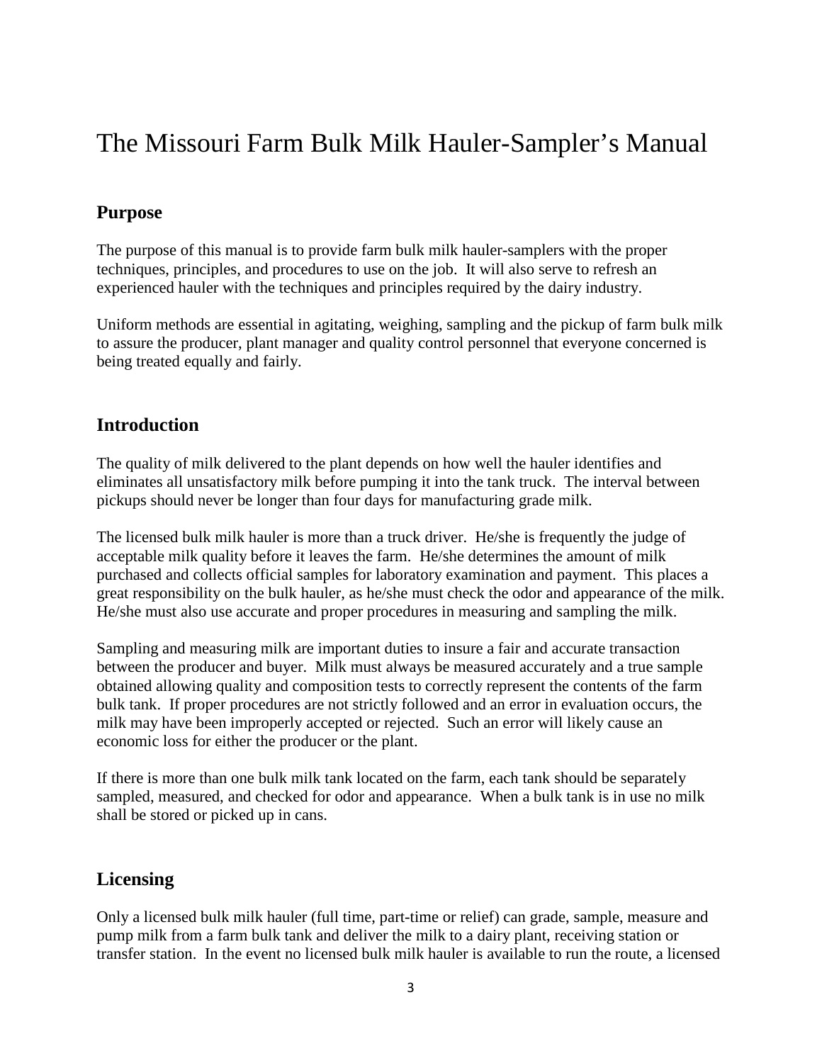# The Missouri Farm Bulk Milk Hauler-Sampler's Manual

## Purpose

The purpose of this manual is to provide farm bulk milk hauler-samplers with the proper techniques, principles, and procedures to use on the job. It will also serve to refresh an experienced hauler with the techniques and principles required by the dairy industry.

Uniform methods are essential in agitating, weighing, sampling and the pickup of farm bulk milk to assure the producer, plant manager and quality control personnel that everyone concerned is being treated equally and fairly.

## Introduction

The quality of milk delivered to the plant depends on how well the hauler identifies and eliminates all unsatisfactory milk before pumping it into the tank truck. The interval between pickups should never be longer than four days for manufacturing grade milk.

The licensed bulk milk hauler is more than a truck driver. He/she is frequently the judge of acceptable milk quality before it leaves the farm. He/she determines the amount of milk purchased and collects official samples for laboratory examination and payment. This places a great responsibility on the bulk hauler, as he/she must check the odor and appearance of the milk. He/she must also use accurate and proper procedures in measuring and sampling the milk.

Sampling and measuring milk are important duties to insure a fair and accurate transaction between the producer and buyer. Milk must always be measured accurately and a true sample obtained allowing quality and composition tests to correctly represent the contents of the farm bulk tank. If proper procedures are not strictly followed and an error in evaluation occurs, the milk may have been improperly accepted or rejected. Such an error will likely cause an economic loss for either the producer or the plant.

If there is more than one bulk milk tank located on the farm, each tank should be separately sampled, measured, and checked for odor and appearance. When a bulk tank is in use no milk shall be stored or picked up in cans.

## Licensing

Only a licensed bulk milk hauler (full time, part-time or relief) can grade, sample, measure and pump milk from a farm bulk tank and deliver the milk to a dairy plant, receiving station or transfer station. In the event no licensed bulk milk hauler is available to run the route, a licensed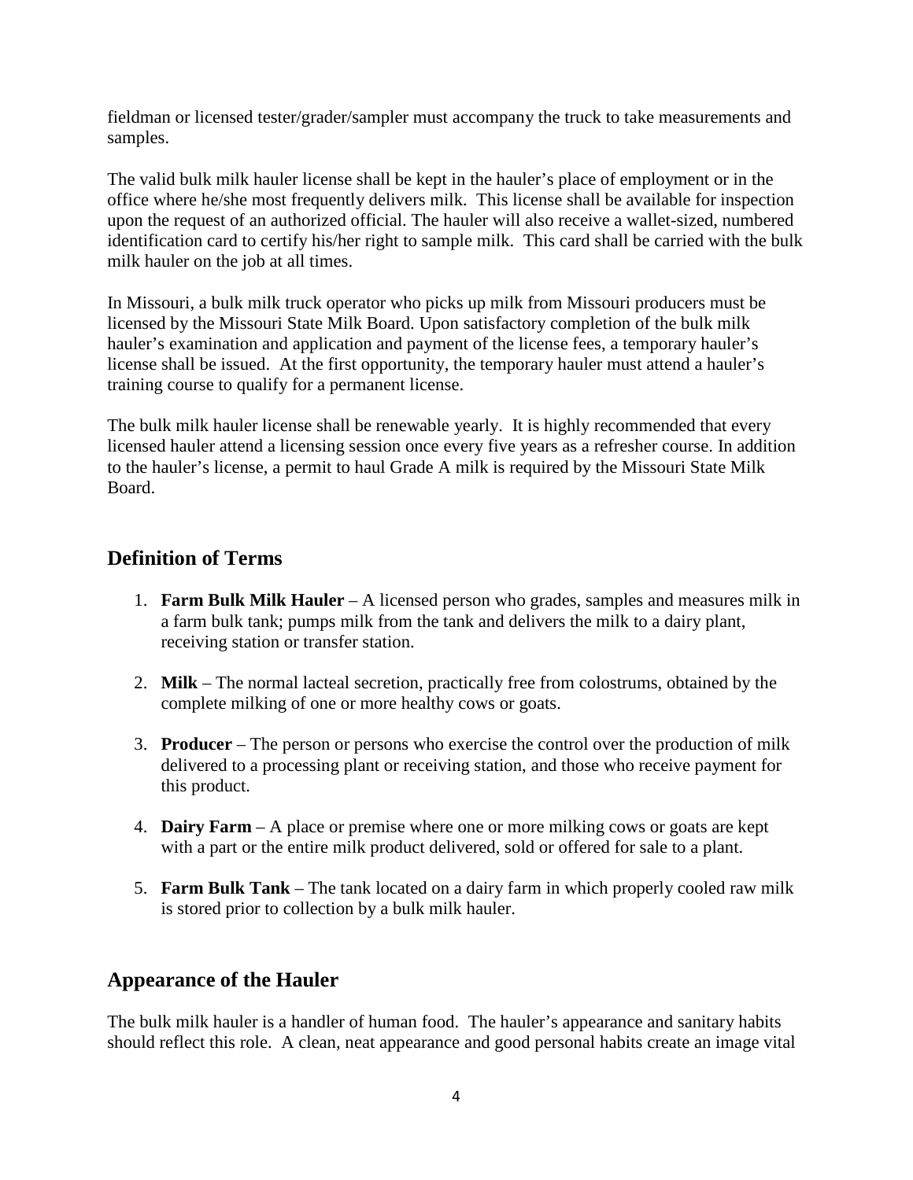fieldman or licensed tester/grader/sampler must accompany the truck to take measurements and samples.

The valid bulk milk hauler license shall be kept in the hauler's place of employment or in the office where he/she most frequently delivers milk. This license shall be available for inspection upon the request of an authorized official. The hauler will also receive a wallet-sized, numbered identification card to certify his/her right to sample milk. This card shall be carried with the bulk milk hauler on the job at all times.

In Missouri, a bulk milk truck operator who picks up milk from Missouri producers must be licensed by the Missouri State Milk Board. Upon satisfactory completion of the bulk milk hauler's examination and application and payment of the license fees, a temporary hauler's license shall be issued. At the first opportunity, the temporary hauler must attend a hauler's training course to qualify for a permanent license.

The bulk milk hauler license shall be renewable yearly. It is highly recommended that every licensed hauler attend a licensing session once every five years as a refresher course. In addition to the hauler's license, a permit to haul Grade A milk is required by the Missouri State Milk Board.

## Definition of Terms

1. **Farm Bulk Milk Hauler** – A licensed person who grades, samples and measures milk in a farm bulk tank; pumps milk from the tank and delivers the milk to a dairy plant, receiving station or transfer station.

2. **Milk** – The normal lacteal secretion, practically free from colostrums, obtained by the complete milking of one or more healthy cows or goats.

3. **Producer** – The person or persons who exercise the control over the production of milk delivered to a processing plant or receiving station, and those who receive payment for this product.

4. **Dairy Farm** – A place or premise where one or more milking cows or goats are kept with a part or the entire milk product delivered, sold or offered for sale to a plant.

5. **Farm Bulk Tank** – The tank located on a dairy farm in which properly cooled raw milk is stored prior to collection by a bulk milk hauler.

## Appearance of the Hauler

The bulk milk hauler is a handler of human food. The hauler's appearance and sanitary habits should reflect this role. A clean, neat appearance and good personal habits create an image vital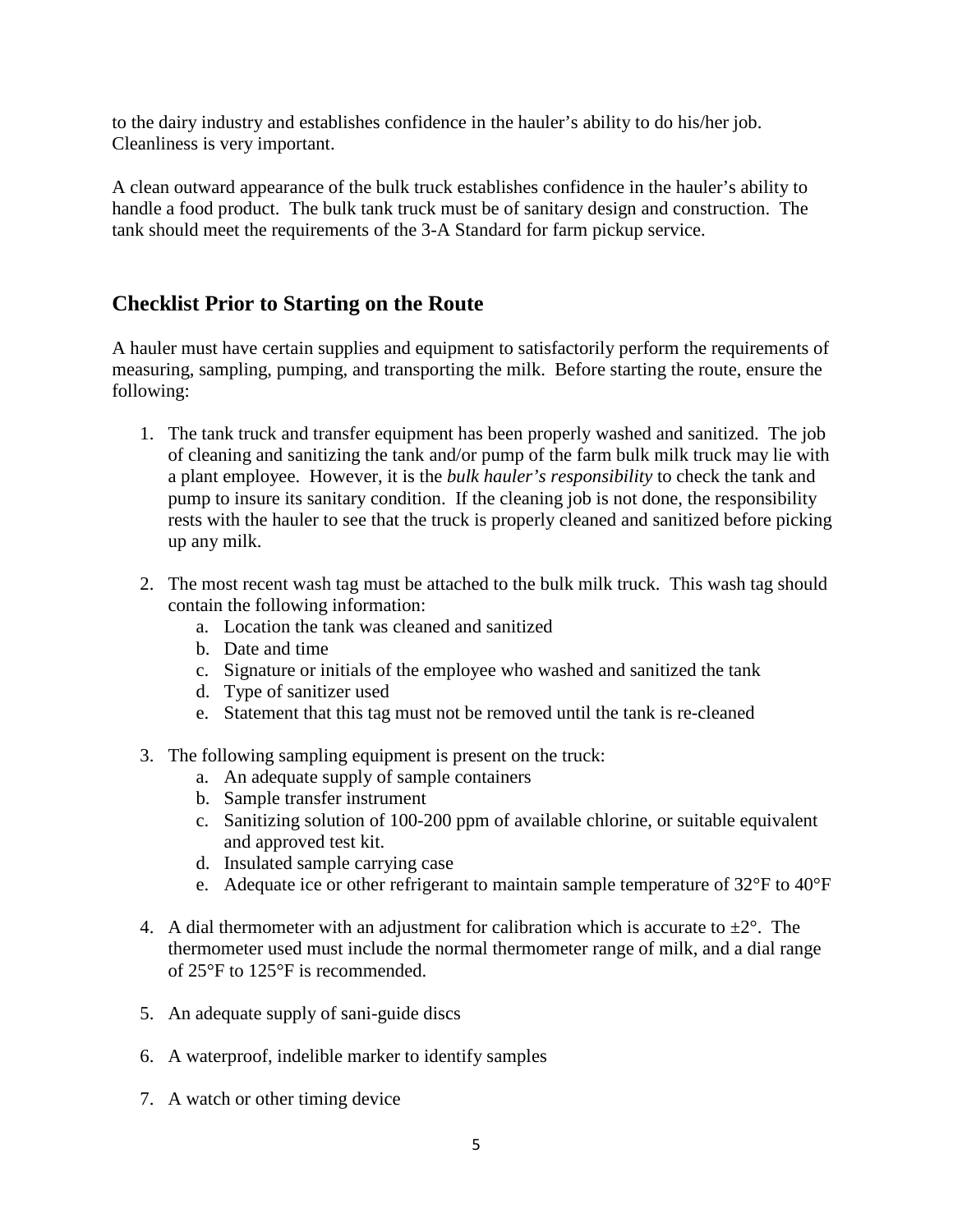to the dairy industry and establishes confidence in the hauler's ability to do his/her job. Cleanliness is very important.

A clean outward appearance of the bulk truck establishes confidence in the hauler's ability to handle a food product. The bulk tank truck must be of sanitary design and construction. The tank should meet the requirements of the 3-A Standard for farm pickup service.

## Checklist Prior to Starting on the Route

A hauler must have certain supplies and equipment to satisfactorily perform the requirements of measuring, sampling, pumping, and transporting the milk. Before starting the route, ensure the following:

1. The tank truck and transfer equipment has been properly washed and sanitized. The job of cleaning and sanitizing the tank and/or pump of the farm bulk milk truck may lie with a plant employee. However, it is the *bulk hauler's responsibility* to check the tank and pump to insure its sanitary condition. If the cleaning job is not done, the responsibility rests with the hauler to see that the truck is properly cleaned and sanitized before picking up any milk.

2. The most recent wash tag must be attached to the bulk milk truck. This wash tag should contain the following information:
    a. Location the tank was cleaned and sanitized
    b. Date and time
    c. Signature or initials of the employee who washed and sanitized the tank
    d. Type of sanitizer used
    e. Statement that this tag must not be removed until the tank is re-cleaned

3. The following sampling equipment is present on the truck:
    a. An adequate supply of sample containers
    b. Sample transfer instrument
    c. Sanitizing solution of 100-200 ppm of available chlorine, or suitable equivalent and approved test kit.
    d. Insulated sample carrying case
    e. Adequate ice or other refrigerant to maintain sample temperature of 32°F to 40°F

4. A dial thermometer with an adjustment for calibration which is accurate to ±2°. The thermometer used must include the normal thermometer range of milk, and a dial range of 25°F to 125°F is recommended.

5. An adequate supply of sani-guide discs

6. A waterproof, indelible marker to identify samples

7. A watch or other timing device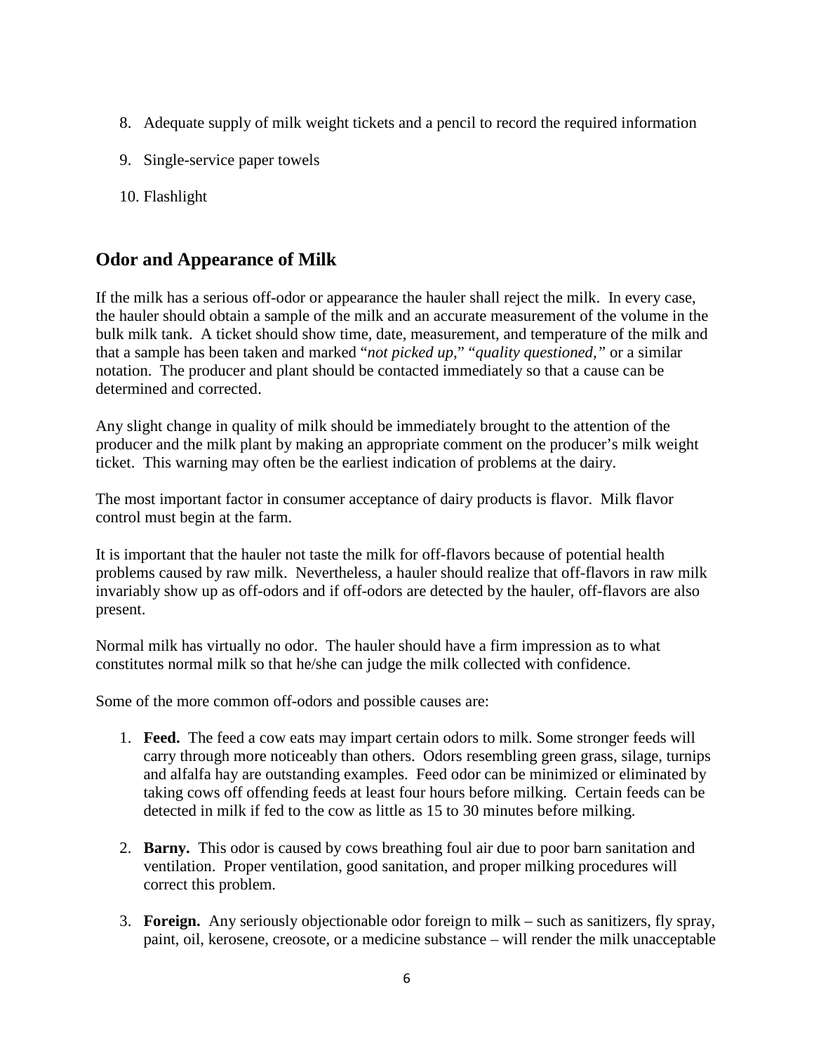8. Adequate supply of milk weight tickets and a pencil to record the required information

9. Single-service paper towels

10. Flashlight

## Odor and Appearance of Milk

If the milk has a serious off-odor or appearance the hauler shall reject the milk. In every case, the hauler should obtain a sample of the milk and an accurate measurement of the volume in the bulk milk tank. A ticket should show time, date, measurement, and temperature of the milk and that a sample has been taken and marked "*not picked up,*" "*quality questioned,*" or a similar notation. The producer and plant should be contacted immediately so that a cause can be determined and corrected.

Any slight change in quality of milk should be immediately brought to the attention of the producer and the milk plant by making an appropriate comment on the producer's milk weight ticket. This warning may often be the earliest indication of problems at the dairy.

The most important factor in consumer acceptance of dairy products is flavor. Milk flavor control must begin at the farm.

It is important that the hauler not taste the milk for off-flavors because of potential health problems caused by raw milk. Nevertheless, a hauler should realize that off-flavors in raw milk invariably show up as off-odors and if off-odors are detected by the hauler, off-flavors are also present.

Normal milk has virtually no odor. The hauler should have a firm impression as to what constitutes normal milk so that he/she can judge the milk collected with confidence.

Some of the more common off-odors and possible causes are:

1. **Feed.** The feed a cow eats may impart certain odors to milk. Some stronger feeds will carry through more noticeably than others. Odors resembling green grass, silage, turnips and alfalfa hay are outstanding examples. Feed odor can be minimized or eliminated by taking cows off offending feeds at least four hours before milking. Certain feeds can be detected in milk if fed to the cow as little as 15 to 30 minutes before milking.

2. **Barny.** This odor is caused by cows breathing foul air due to poor barn sanitation and ventilation. Proper ventilation, good sanitation, and proper milking procedures will correct this problem.

3. **Foreign.** Any seriously objectionable odor foreign to milk – such as sanitizers, fly spray, paint, oil, kerosene, creosote, or a medicine substance – will render the milk unacceptable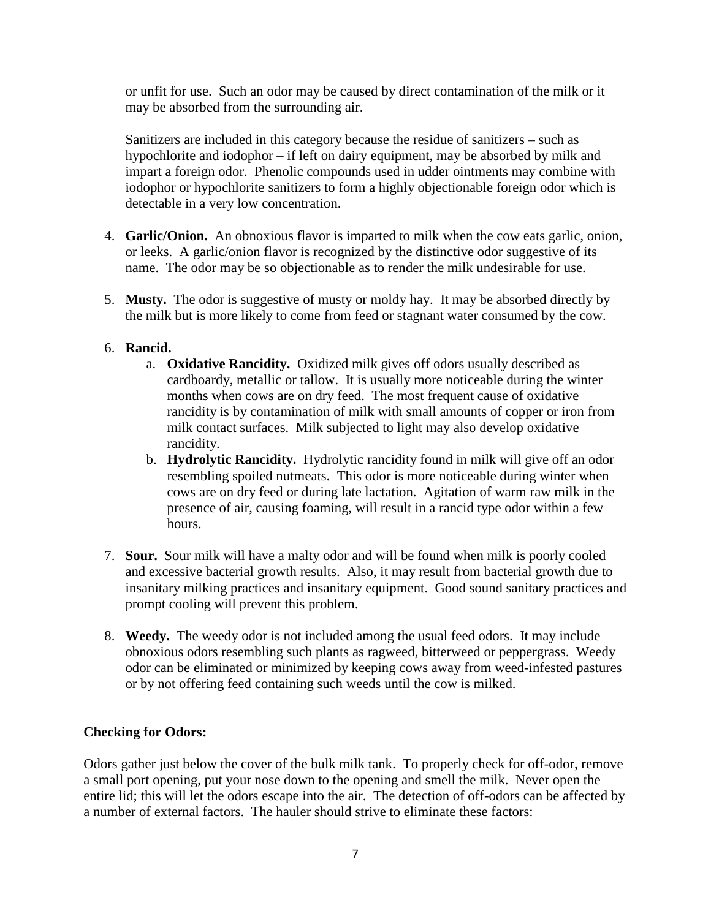or unfit for use. Such an odor may be caused by direct contamination of the milk or it may be absorbed from the surrounding air.

Sanitizers are included in this category because the residue of sanitizers – such as hypochlorite and iodophor – if left on dairy equipment, may be absorbed by milk and impart a foreign odor. Phenolic compounds used in udder ointments may combine with iodophor or hypochlorite sanitizers to form a highly objectionable foreign odor which is detectable in a very low concentration.

4. **Garlic/Onion.** An obnoxious flavor is imparted to milk when the cow eats garlic, onion, or leeks. A garlic/onion flavor is recognized by the distinctive odor suggestive of its name. The odor may be so objectionable as to render the milk undesirable for use.

5. **Musty.** The odor is suggestive of musty or moldy hay. It may be absorbed directly by the milk but is more likely to come from feed or stagnant water consumed by the cow.

6. **Rancid.**
   a. **Oxidative Rancidity.** Oxidized milk gives off odors usually described as cardboardy, metallic or tallow. It is usually more noticeable during the winter months when cows are on dry feed. The most frequent cause of oxidative rancidity is by contamination of milk with small amounts of copper or iron from milk contact surfaces. Milk subjected to light may also develop oxidative rancidity.
   b. **Hydrolytic Rancidity.** Hydrolytic rancidity found in milk will give off an odor resembling spoiled nutmeats. This odor is more noticeable during winter when cows are on dry feed or during late lactation. Agitation of warm raw milk in the presence of air, causing foaming, will result in a rancid type odor within a few hours.

7. **Sour.** Sour milk will have a malty odor and will be found when milk is poorly cooled and excessive bacterial growth results. Also, it may result from bacterial growth due to insanitary milking practices and insanitary equipment. Good sound sanitary practices and prompt cooling will prevent this problem.

8. **Weedy.** The weedy odor is not included among the usual feed odors. It may include obnoxious odors resembling such plants as ragweed, bitterweed or peppergrass. Weedy odor can be eliminated or minimized by keeping cows away from weed-infested pastures or by not offering feed containing such weeds until the cow is milked.

**Checking for Odors:**

Odors gather just below the cover of the bulk milk tank. To properly check for off-odor, remove a small port opening, put your nose down to the opening and smell the milk. Never open the entire lid; this will let the odors escape into the air. The detection of off-odors can be affected by a number of external factors. The hauler should strive to eliminate these factors: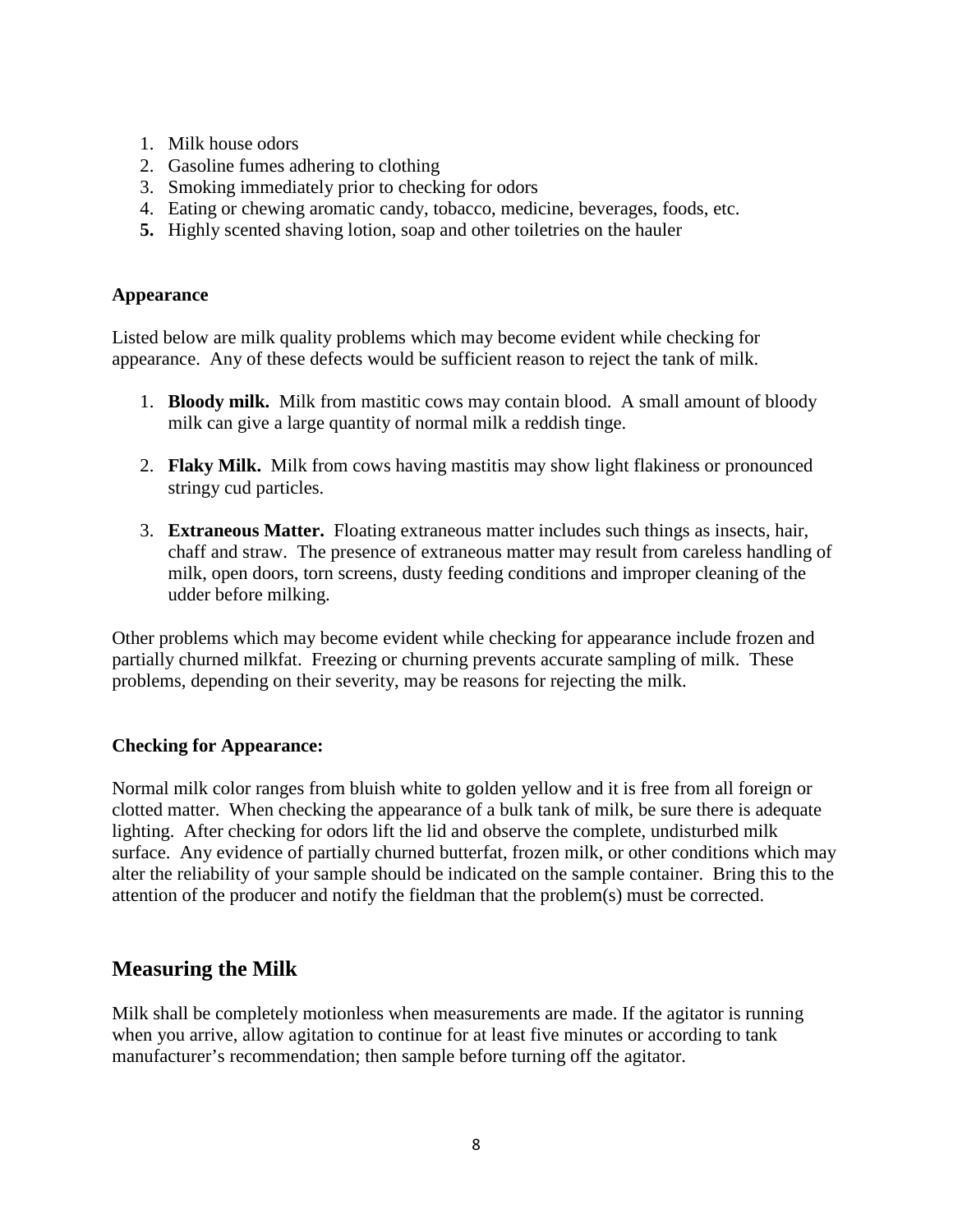1. Milk house odors
2. Gasoline fumes adhering to clothing
3. Smoking immediately prior to checking for odors
4. Eating or chewing aromatic candy, tobacco, medicine, beverages, foods, etc.
5. Highly scented shaving lotion, soap and other toiletries on the hauler

**Appearance**

Listed below are milk quality problems which may become evident while checking for appearance. Any of these defects would be sufficient reason to reject the tank of milk.

1. **Bloody milk.** Milk from mastitic cows may contain blood. A small amount of bloody milk can give a large quantity of normal milk a reddish tinge.

2. **Flaky Milk.** Milk from cows having mastitis may show light flakiness or pronounced stringy cud particles.

3. **Extraneous Matter.** Floating extraneous matter includes such things as insects, hair, chaff and straw. The presence of extraneous matter may result from careless handling of milk, open doors, torn screens, dusty feeding conditions and improper cleaning of the udder before milking.

Other problems which may become evident while checking for appearance include frozen and partially churned milkfat. Freezing or churning prevents accurate sampling of milk. These problems, depending on their severity, may be reasons for rejecting the milk.

**Checking for Appearance:**

Normal milk color ranges from bluish white to golden yellow and it is free from all foreign or clotted matter. When checking the appearance of a bulk tank of milk, be sure there is adequate lighting. After checking for odors lift the lid and observe the complete, undisturbed milk surface. Any evidence of partially churned butterfat, frozen milk, or other conditions which may alter the reliability of your sample should be indicated on the sample container. Bring this to the attention of the producer and notify the fieldman that the problem(s) must be corrected.

## Measuring the Milk

Milk shall be completely motionless when measurements are made. If the agitator is running when you arrive, allow agitation to continue for at least five minutes or according to tank manufacturer's recommendation; then sample before turning off the agitator.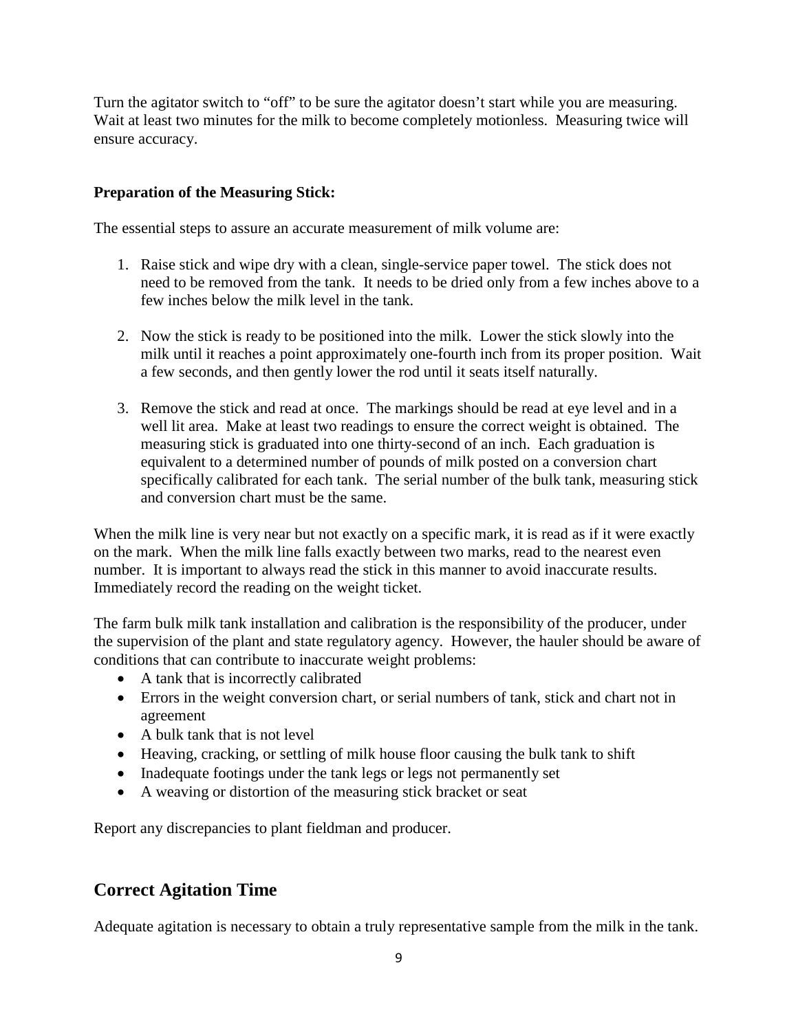Turn the agitator switch to "off" to be sure the agitator doesn't start while you are measuring. Wait at least two minutes for the milk to become completely motionless. Measuring twice will ensure accuracy.

**Preparation of the Measuring Stick:**

The essential steps to assure an accurate measurement of milk volume are:

1. Raise stick and wipe dry with a clean, single-service paper towel. The stick does not need to be removed from the tank. It needs to be dried only from a few inches above to a few inches below the milk level in the tank.

2. Now the stick is ready to be positioned into the milk. Lower the stick slowly into the milk until it reaches a point approximately one-fourth inch from its proper position. Wait a few seconds, and then gently lower the rod until it seats itself naturally.

3. Remove the stick and read at once. The markings should be read at eye level and in a well lit area. Make at least two readings to ensure the correct weight is obtained. The measuring stick is graduated into one thirty-second of an inch. Each graduation is equivalent to a determined number of pounds of milk posted on a conversion chart specifically calibrated for each tank. The serial number of the bulk tank, measuring stick and conversion chart must be the same.

When the milk line is very near but not exactly on a specific mark, it is read as if it were exactly on the mark. When the milk line falls exactly between two marks, read to the nearest even number. It is important to always read the stick in this manner to avoid inaccurate results. Immediately record the reading on the weight ticket.

The farm bulk milk tank installation and calibration is the responsibility of the producer, under the supervision of the plant and state regulatory agency. However, the hauler should be aware of conditions that can contribute to inaccurate weight problems:

- A tank that is incorrectly calibrated
- Errors in the weight conversion chart, or serial numbers of tank, stick and chart not in agreement
- A bulk tank that is not level
- Heaving, cracking, or settling of milk house floor causing the bulk tank to shift
- Inadequate footings under the tank legs or legs not permanently set
- A weaving or distortion of the measuring stick bracket or seat

Report any discrepancies to plant fieldman and producer.

## Correct Agitation Time

Adequate agitation is necessary to obtain a truly representative sample from the milk in the tank.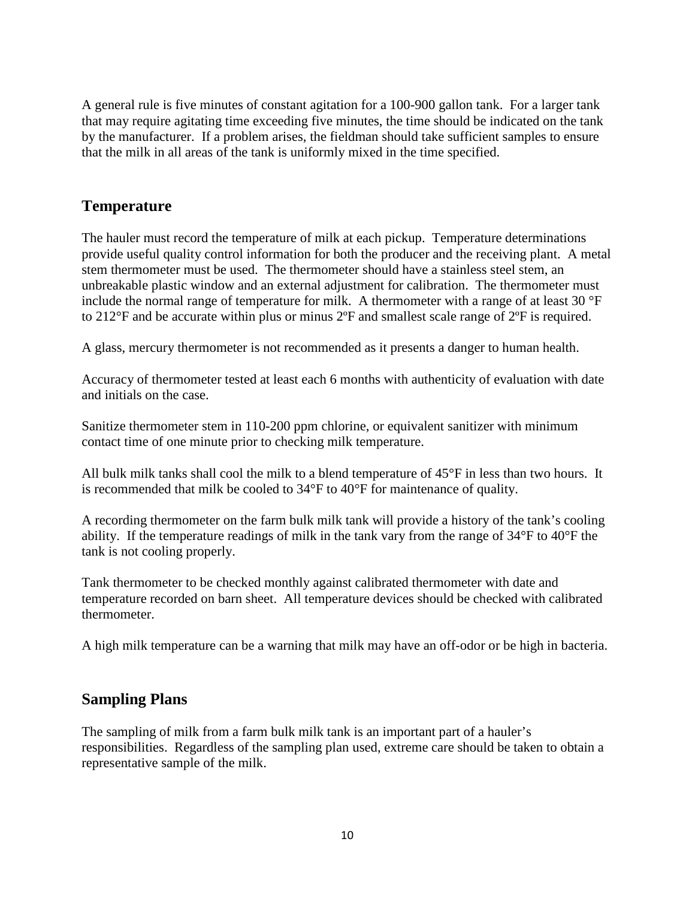A general rule is five minutes of constant agitation for a 100-900 gallon tank. For a larger tank that may require agitating time exceeding five minutes, the time should be indicated on the tank by the manufacturer. If a problem arises, the fieldman should take sufficient samples to ensure that the milk in all areas of the tank is uniformly mixed in the time specified.

## Temperature

The hauler must record the temperature of milk at each pickup. Temperature determinations provide useful quality control information for both the producer and the receiving plant. A metal stem thermometer must be used. The thermometer should have a stainless steel stem, an unbreakable plastic window and an external adjustment for calibration. The thermometer must include the normal range of temperature for milk. A thermometer with a range of at least 30 °F to 212°F and be accurate within plus or minus 2ºF and smallest scale range of 2ºF is required.

A glass, mercury thermometer is not recommended as it presents a danger to human health.

Accuracy of thermometer tested at least each 6 months with authenticity of evaluation with date and initials on the case.

Sanitize thermometer stem in 110-200 ppm chlorine, or equivalent sanitizer with minimum contact time of one minute prior to checking milk temperature.

All bulk milk tanks shall cool the milk to a blend temperature of 45°F in less than two hours. It is recommended that milk be cooled to 34°F to 40°F for maintenance of quality.

A recording thermometer on the farm bulk milk tank will provide a history of the tank's cooling ability. If the temperature readings of milk in the tank vary from the range of 34°F to 40°F the tank is not cooling properly.

Tank thermometer to be checked monthly against calibrated thermometer with date and temperature recorded on barn sheet. All temperature devices should be checked with calibrated thermometer.

A high milk temperature can be a warning that milk may have an off-odor or be high in bacteria.

## Sampling Plans

The sampling of milk from a farm bulk milk tank is an important part of a hauler's responsibilities. Regardless of the sampling plan used, extreme care should be taken to obtain a representative sample of the milk.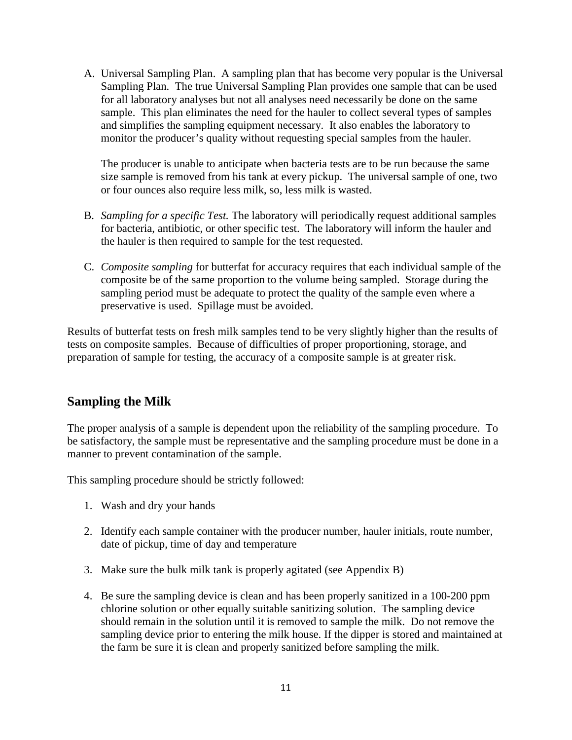A. Universal Sampling Plan. A sampling plan that has become very popular is the Universal Sampling Plan. The true Universal Sampling Plan provides one sample that can be used for all laboratory analyses but not all analyses need necessarily be done on the same sample. This plan eliminates the need for the hauler to collect several types of samples and simplifies the sampling equipment necessary. It also enables the laboratory to monitor the producer's quality without requesting special samples from the hauler.

   The producer is unable to anticipate when bacteria tests are to be run because the same size sample is removed from his tank at every pickup. The universal sample of one, two or four ounces also require less milk, so, less milk is wasted.

B. *Sampling for a specific Test.* The laboratory will periodically request additional samples for bacteria, antibiotic, or other specific test. The laboratory will inform the hauler and the hauler is then required to sample for the test requested.

C. *Composite sampling* for butterfat for accuracy requires that each individual sample of the composite be of the same proportion to the volume being sampled. Storage during the sampling period must be adequate to protect the quality of the sample even where a preservative is used. Spillage must be avoided.

Results of butterfat tests on fresh milk samples tend to be very slightly higher than the results of tests on composite samples. Because of difficulties of proper proportioning, storage, and preparation of sample for testing, the accuracy of a composite sample is at greater risk.

## Sampling the Milk

The proper analysis of a sample is dependent upon the reliability of the sampling procedure. To be satisfactory, the sample must be representative and the sampling procedure must be done in a manner to prevent contamination of the sample.

This sampling procedure should be strictly followed:

1. Wash and dry your hands

2. Identify each sample container with the producer number, hauler initials, route number, date of pickup, time of day and temperature

3. Make sure the bulk milk tank is properly agitated (see Appendix B)

4. Be sure the sampling device is clean and has been properly sanitized in a 100-200 ppm chlorine solution or other equally suitable sanitizing solution. The sampling device should remain in the solution until it is removed to sample the milk. Do not remove the sampling device prior to entering the milk house. If the dipper is stored and maintained at the farm be sure it is clean and properly sanitized before sampling the milk.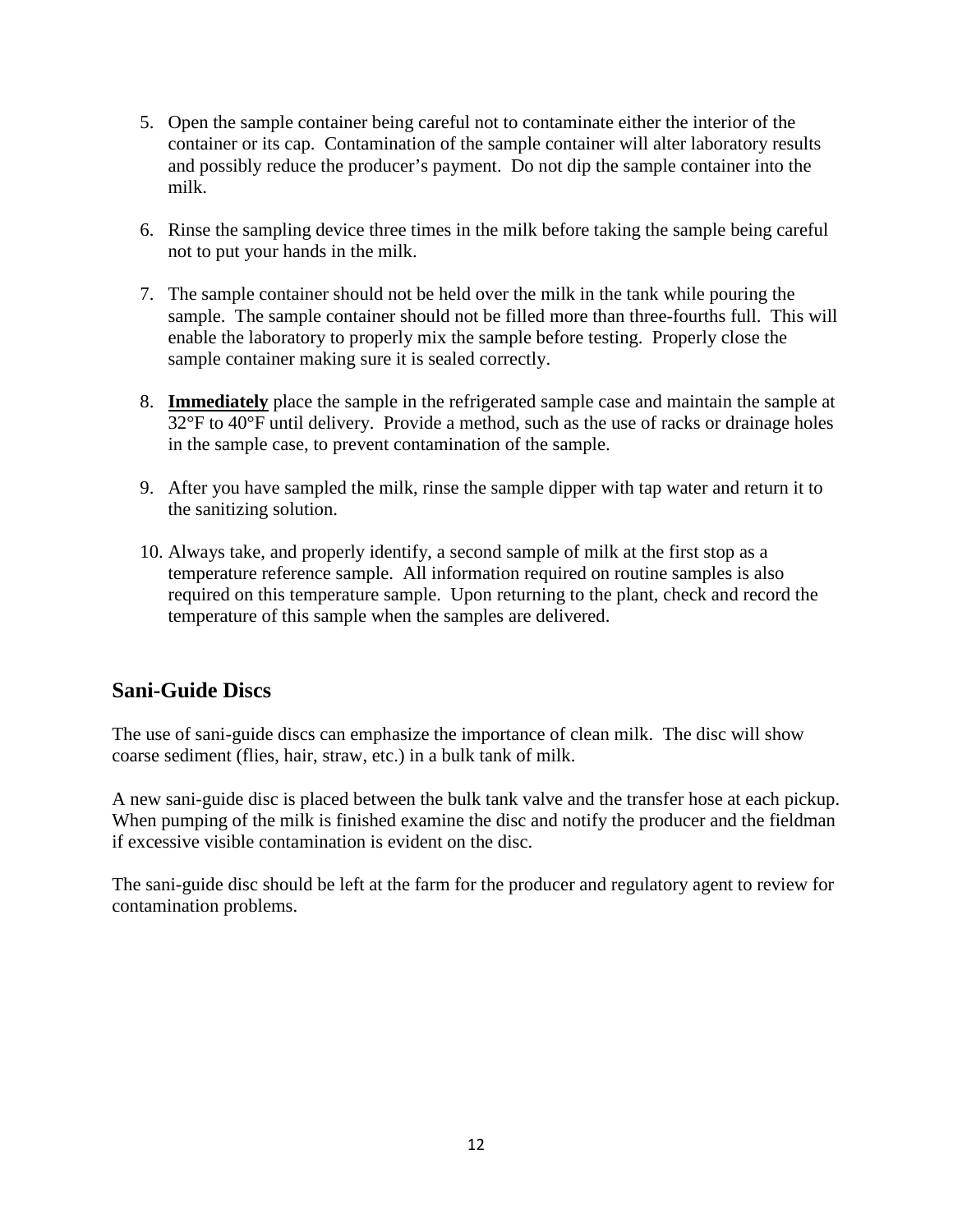5. Open the sample container being careful not to contaminate either the interior of the container or its cap. Contamination of the sample container will alter laboratory results and possibly reduce the producer's payment. Do not dip the sample container into the milk.

6. Rinse the sampling device three times in the milk before taking the sample being careful not to put your hands in the milk.

7. The sample container should not be held over the milk in the tank while pouring the sample. The sample container should not be filled more than three-fourths full. This will enable the laboratory to properly mix the sample before testing. Properly close the sample container making sure it is sealed correctly.

8. **Immediately** place the sample in the refrigerated sample case and maintain the sample at 32°F to 40°F until delivery. Provide a method, such as the use of racks or drainage holes in the sample case, to prevent contamination of the sample.

9. After you have sampled the milk, rinse the sample dipper with tap water and return it to the sanitizing solution.

10. Always take, and properly identify, a second sample of milk at the first stop as a temperature reference sample. All information required on routine samples is also required on this temperature sample. Upon returning to the plant, check and record the temperature of this sample when the samples are delivered.

## Sani-Guide Discs

The use of sani-guide discs can emphasize the importance of clean milk. The disc will show coarse sediment (flies, hair, straw, etc.) in a bulk tank of milk.

A new sani-guide disc is placed between the bulk tank valve and the transfer hose at each pickup. When pumping of the milk is finished examine the disc and notify the producer and the fieldman if excessive visible contamination is evident on the disc.

The sani-guide disc should be left at the farm for the producer and regulatory agent to review for contamination problems.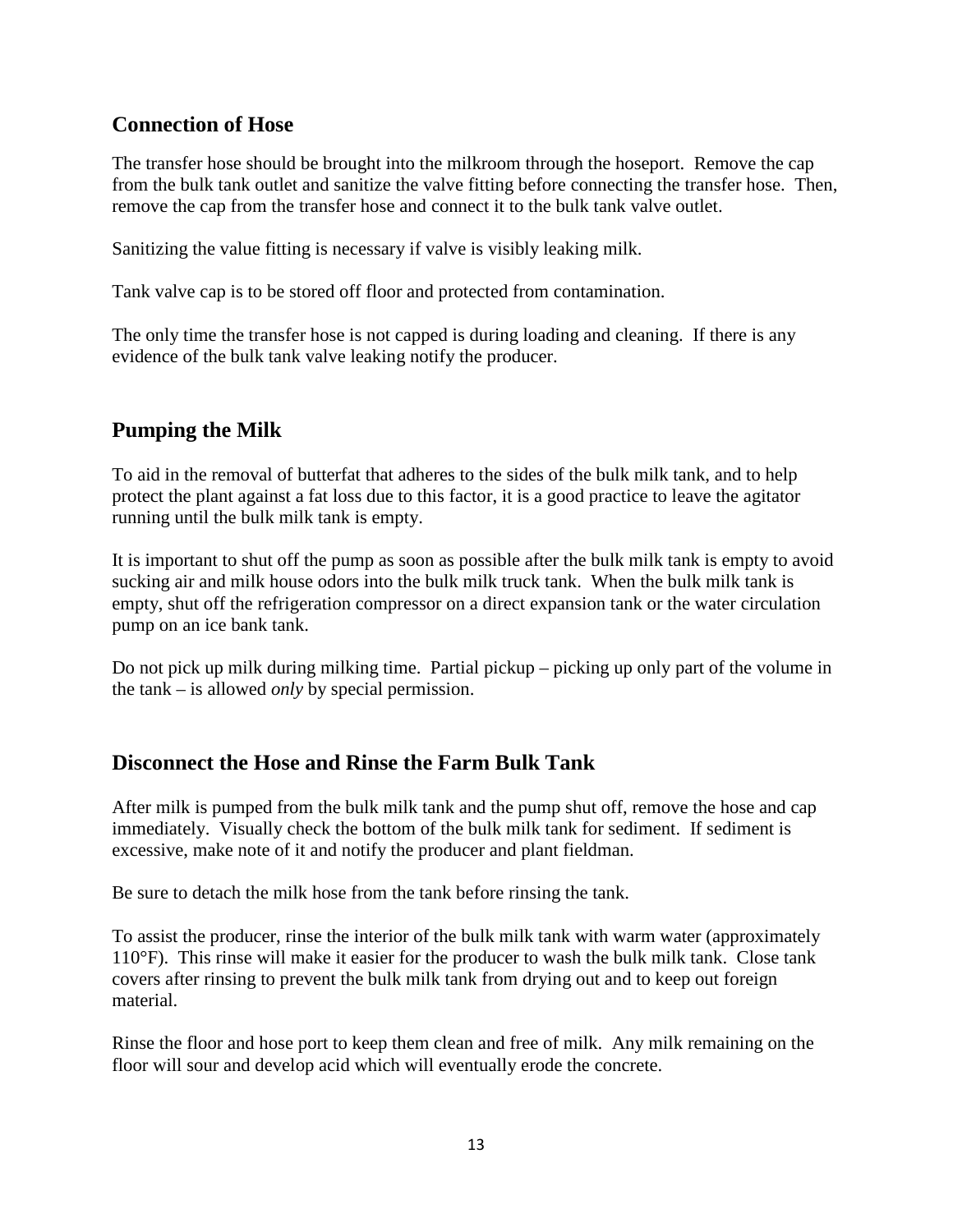## Connection of Hose

The transfer hose should be brought into the milkroom through the hoseport. Remove the cap from the bulk tank outlet and sanitize the valve fitting before connecting the transfer hose. Then, remove the cap from the transfer hose and connect it to the bulk tank valve outlet.

Sanitizing the value fitting is necessary if valve is visibly leaking milk.

Tank valve cap is to be stored off floor and protected from contamination.

The only time the transfer hose is not capped is during loading and cleaning. If there is any evidence of the bulk tank valve leaking notify the producer.

## Pumping the Milk

To aid in the removal of butterfat that adheres to the sides of the bulk milk tank, and to help protect the plant against a fat loss due to this factor, it is a good practice to leave the agitator running until the bulk milk tank is empty.

It is important to shut off the pump as soon as possible after the bulk milk tank is empty to avoid sucking air and milk house odors into the bulk milk truck tank. When the bulk milk tank is empty, shut off the refrigeration compressor on a direct expansion tank or the water circulation pump on an ice bank tank.

Do not pick up milk during milking time. Partial pickup – picking up only part of the volume in the tank – is allowed *only* by special permission.

## Disconnect the Hose and Rinse the Farm Bulk Tank

After milk is pumped from the bulk milk tank and the pump shut off, remove the hose and cap immediately. Visually check the bottom of the bulk milk tank for sediment. If sediment is excessive, make note of it and notify the producer and plant fieldman.

Be sure to detach the milk hose from the tank before rinsing the tank.

To assist the producer, rinse the interior of the bulk milk tank with warm water (approximately 110°F). This rinse will make it easier for the producer to wash the bulk milk tank. Close tank covers after rinsing to prevent the bulk milk tank from drying out and to keep out foreign material.

Rinse the floor and hose port to keep them clean and free of milk. Any milk remaining on the floor will sour and develop acid which will eventually erode the concrete.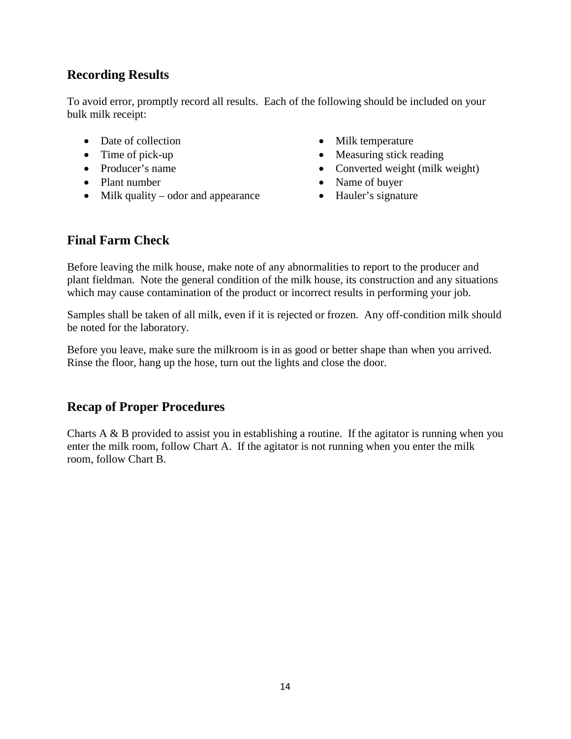## Recording Results

To avoid error, promptly record all results. Each of the following should be included on your bulk milk receipt:

- Date of collection
- Time of pick-up
- Producer's name
- Plant number
- Milk quality – odor and appearance
- Milk temperature
- Measuring stick reading
- Converted weight (milk weight)
- Name of buyer
- Hauler's signature

## Final Farm Check

Before leaving the milk house, make note of any abnormalities to report to the producer and plant fieldman. Note the general condition of the milk house, its construction and any situations which may cause contamination of the product or incorrect results in performing your job.

Samples shall be taken of all milk, even if it is rejected or frozen. Any off-condition milk should be noted for the laboratory.

Before you leave, make sure the milkroom is in as good or better shape than when you arrived. Rinse the floor, hang up the hose, turn out the lights and close the door.

## Recap of Proper Procedures

Charts A & B provided to assist you in establishing a routine. If the agitator is running when you enter the milk room, follow Chart A. If the agitator is not running when you enter the milk room, follow Chart B.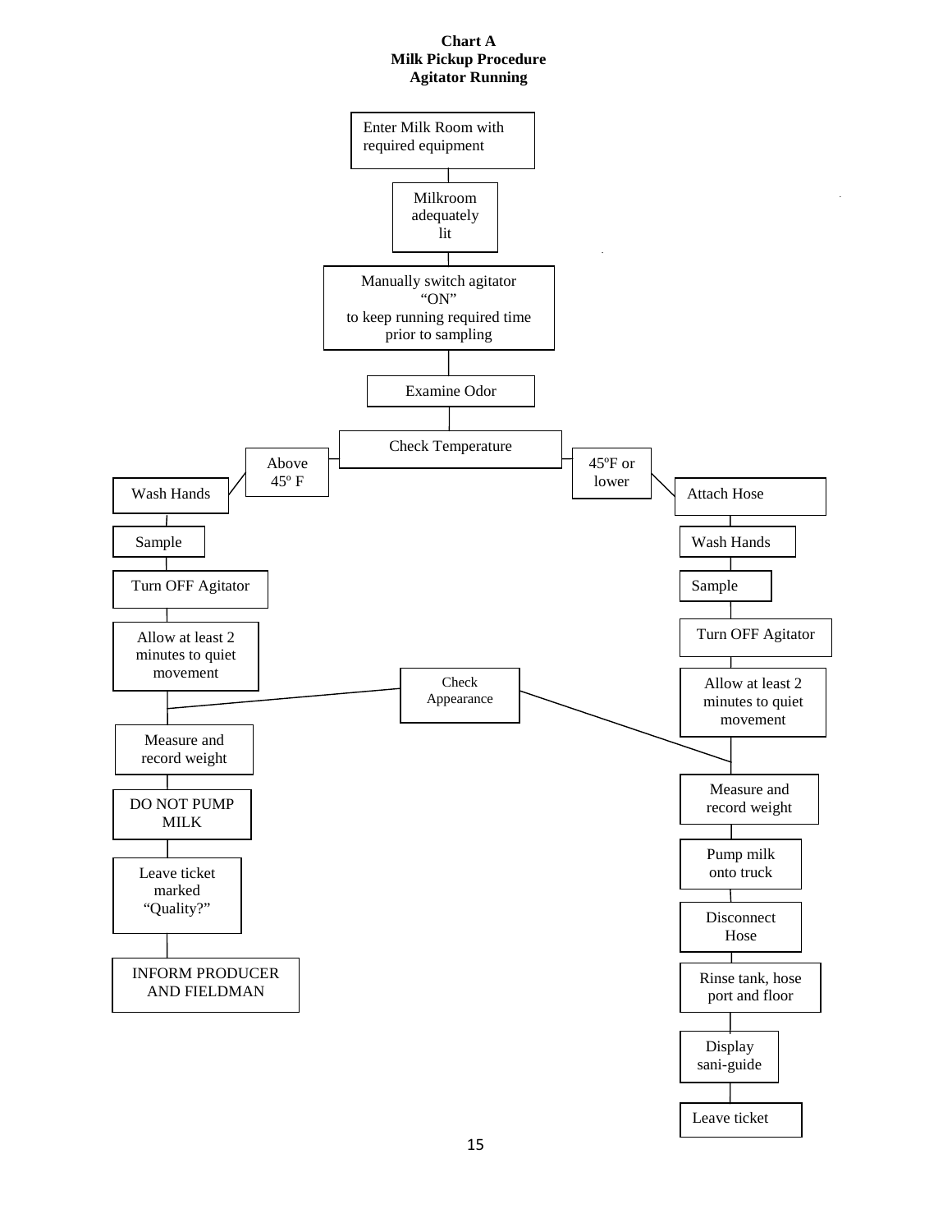**Chart A**
**Milk Pickup Procedure**
**Agitator Running**

Enter Milk Room with required equipment

Milkroom adequately lit

Manually switch agitator "ON" to keep running required time prior to sampling

Examine Odor

Check Temperature

**Above 45º F**

- Wash Hands
- Sample
- Turn OFF Agitator
- Allow at least 2 minutes to quiet movement
- Check Appearance
- Measure and record weight
- DO NOT PUMP MILK
- Leave ticket marked "Quality?"
- INFORM PRODUCER AND FIELDMAN

**45ºF or lower**

- Attach Hose
- Wash Hands
- Sample
- Turn OFF Agitator
- Allow at least 2 minutes to quiet movement
- Check Appearance
- Measure and record weight
- Pump milk onto truck
- Disconnect Hose
- Rinse tank, hose port and floor
- Display sani-guide
- Leave ticket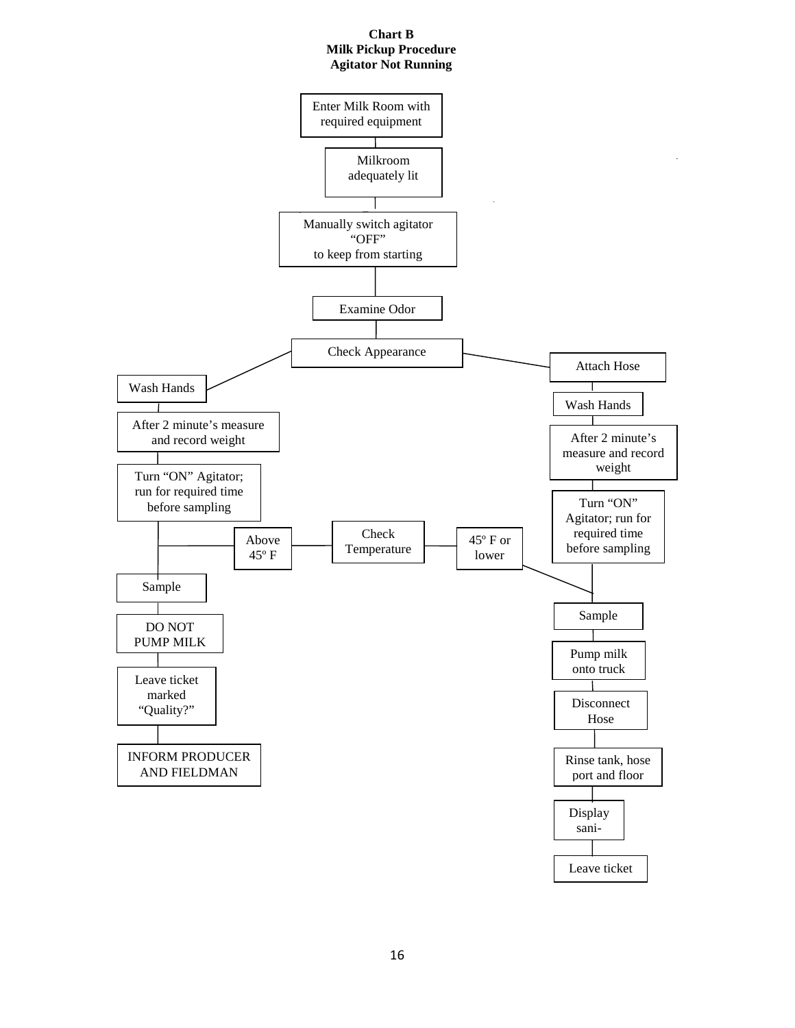**Chart B**
**Milk Pickup Procedure**
**Agitator Not Running**

Enter Milk Room with required equipment

Milkroom adequately lit

Manually switch agitator "OFF" to keep from starting

Examine Odor

Check Appearance

Wash Hands

After 2 minute's measure and record weight

Turn "ON" Agitator; run for required time before sampling

Check Temperature

Above 45º F

Sample

DO NOT PUMP MILK

Leave ticket marked "Quality?"

INFORM PRODUCER AND FIELDMAN

Attach Hose

Wash Hands

After 2 minute's measure and record weight

Turn "ON" Agitator; run for required time before sampling

45º F or lower

Sample

Pump milk onto truck

Disconnect Hose

Rinse tank, hose port and floor

Display sani-

Leave ticket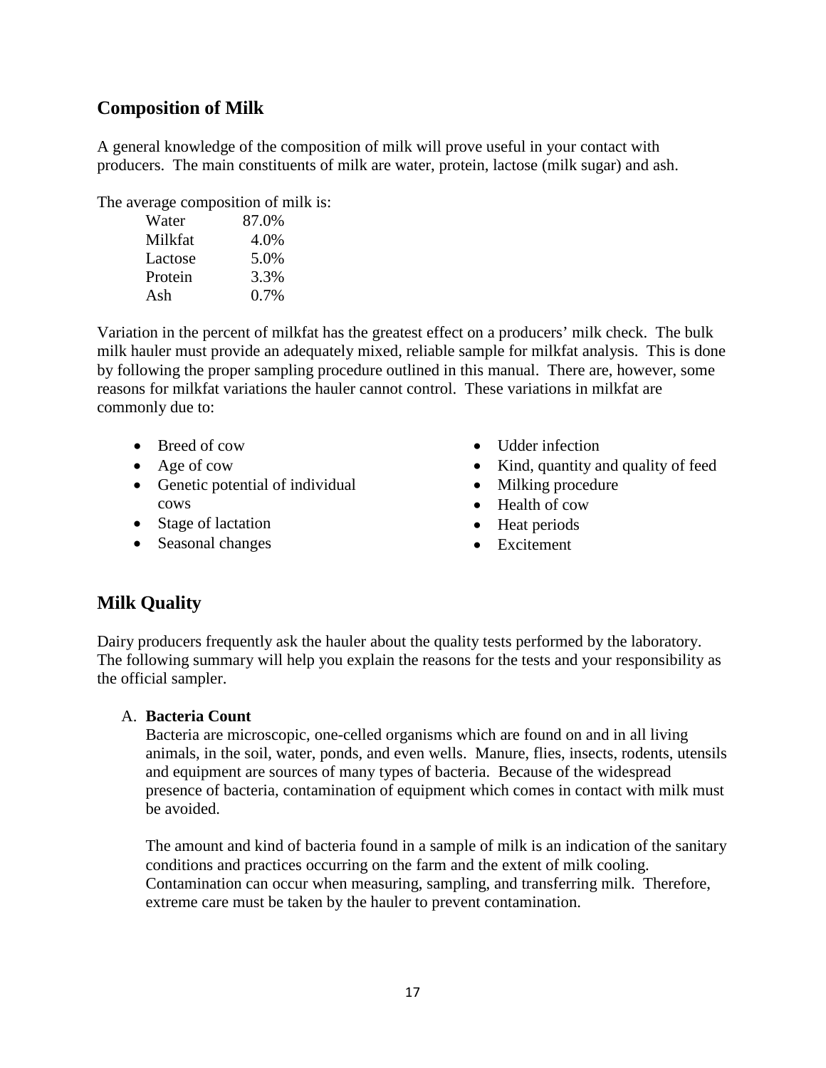## Composition of Milk

A general knowledge of the composition of milk will prove useful in your contact with producers. The main constituents of milk are water, protein, lactose (milk sugar) and ash.

The average composition of milk is:

| Component | Percent |
|---|---|
| Water | 87.0% |
| Milkfat | 4.0% |
| Lactose | 5.0% |
| Protein | 3.3% |
| Ash | 0.7% |

Variation in the percent of milkfat has the greatest effect on a producers' milk check. The bulk milk hauler must provide an adequately mixed, reliable sample for milkfat analysis. This is done by following the proper sampling procedure outlined in this manual. There are, however, some reasons for milkfat variations the hauler cannot control. These variations in milkfat are commonly due to:

- Breed of cow
- Age of cow
- Genetic potential of individual cows
- Stage of lactation
- Seasonal changes
- Udder infection
- Kind, quantity and quality of feed
- Milking procedure
- Health of cow
- Heat periods
- Excitement

## Milk Quality

Dairy producers frequently ask the hauler about the quality tests performed by the laboratory. The following summary will help you explain the reasons for the tests and your responsibility as the official sampler.

A. **Bacteria Count**

Bacteria are microscopic, one-celled organisms which are found on and in all living animals, in the soil, water, ponds, and even wells. Manure, flies, insects, rodents, utensils and equipment are sources of many types of bacteria. Because of the widespread presence of bacteria, contamination of equipment which comes in contact with milk must be avoided.

The amount and kind of bacteria found in a sample of milk is an indication of the sanitary conditions and practices occurring on the farm and the extent of milk cooling. Contamination can occur when measuring, sampling, and transferring milk. Therefore, extreme care must be taken by the hauler to prevent contamination.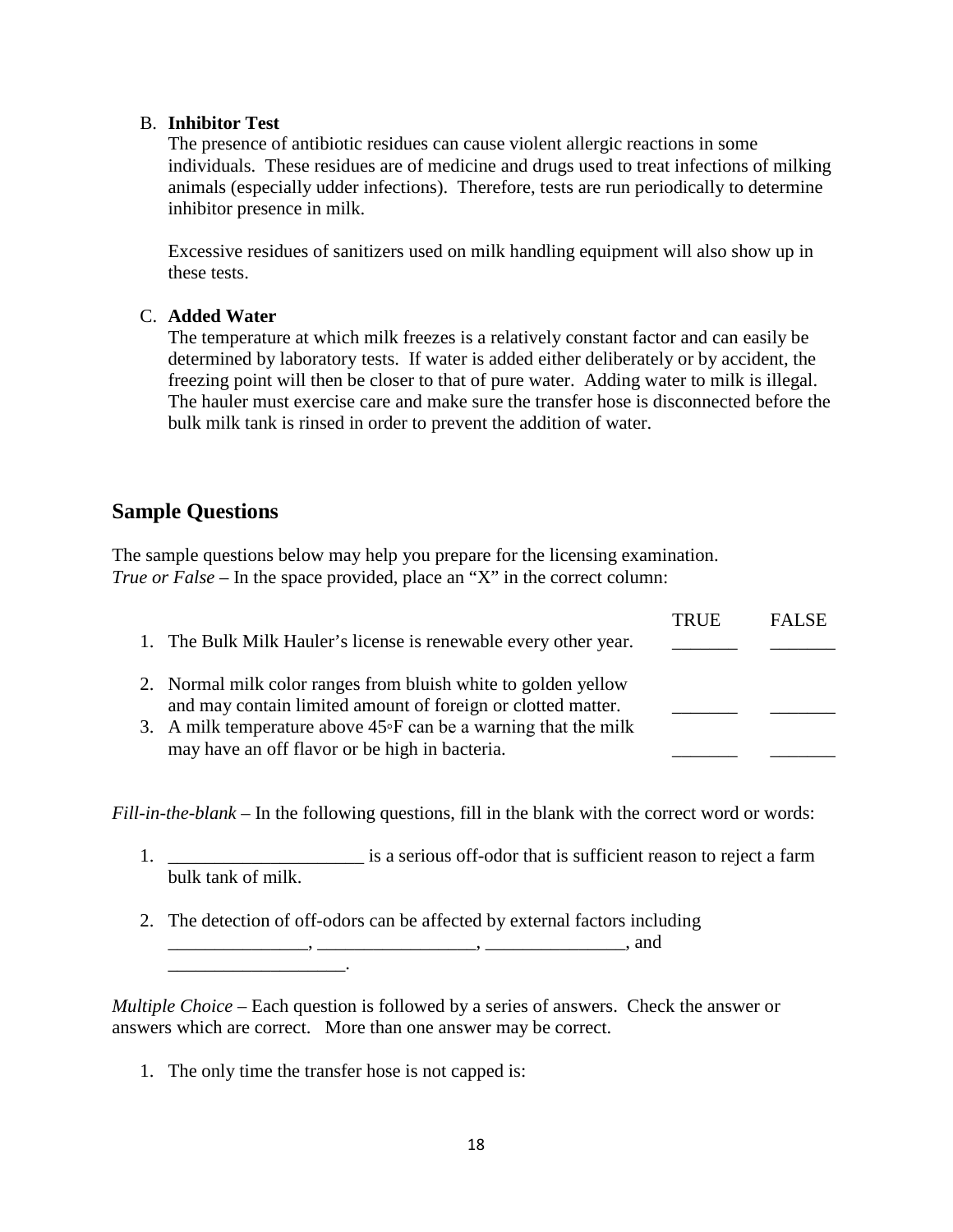B. **Inhibitor Test**

The presence of antibiotic residues can cause violent allergic reactions in some individuals. These residues are of medicine and drugs used to treat infections of milking animals (especially udder infections). Therefore, tests are run periodically to determine inhibitor presence in milk.

Excessive residues of sanitizers used on milk handling equipment will also show up in these tests.

C. **Added Water**

The temperature at which milk freezes is a relatively constant factor and can easily be determined by laboratory tests. If water is added either deliberately or by accident, the freezing point will then be closer to that of pure water. Adding water to milk is illegal. The hauler must exercise care and make sure the transfer hose is disconnected before the bulk milk tank is rinsed in order to prevent the addition of water.

## Sample Questions

The sample questions below may help you prepare for the licensing examination.
*True or False* – In the space provided, place an "X" in the correct column:

| | TRUE | FALSE |
|---|---|---|
| 1. The Bulk Milk Hauler's license is renewable every other year. | _______ | _______ |
| 2. Normal milk color ranges from bluish white to golden yellow and may contain limited amount of foreign or clotted matter. | _______ | _______ |
| 3. A milk temperature above 45°F can be a warning that the milk may have an off flavor or be high in bacteria. | _______ | _______ |

*Fill-in-the-blank* – In the following questions, fill in the blank with the correct word or words:

1. ____________________ is a serious off-odor that is sufficient reason to reject a farm bulk tank of milk.

2. The detection of off-odors can be affected by external factors including _______________, _________________, _______________, and ___________________.

*Multiple Choice* – Each question is followed by a series of answers. Check the answer or answers which are correct. More than one answer may be correct.

1. The only time the transfer hose is not capped is: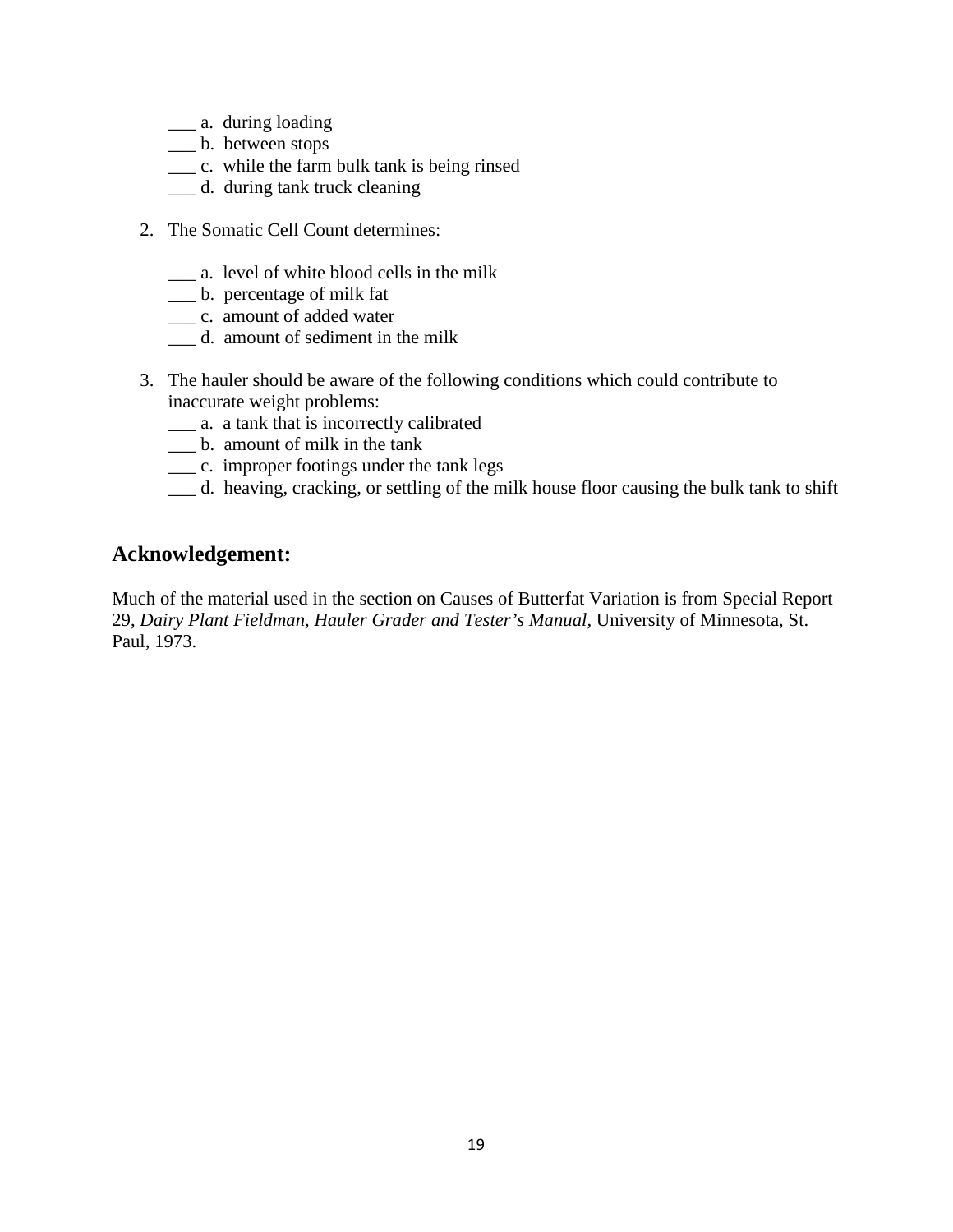___ a. during loading
___ b. between stops
___ c. while the farm bulk tank is being rinsed
___ d. during tank truck cleaning

2. The Somatic Cell Count determines:

   ___ a. level of white blood cells in the milk
   ___ b. percentage of milk fat
   ___ c. amount of added water
   ___ d. amount of sediment in the milk

3. The hauler should be aware of the following conditions which could contribute to inaccurate weight problems:
   ___ a. a tank that is incorrectly calibrated
   ___ b. amount of milk in the tank
   ___ c. improper footings under the tank legs
   ___ d. heaving, cracking, or settling of the milk house floor causing the bulk tank to shift

## Acknowledgement:

Much of the material used in the section on Causes of Butterfat Variation is from Special Report 29, *Dairy Plant Fieldman, Hauler Grader and Tester's Manual,* University of Minnesota, St. Paul, 1973.